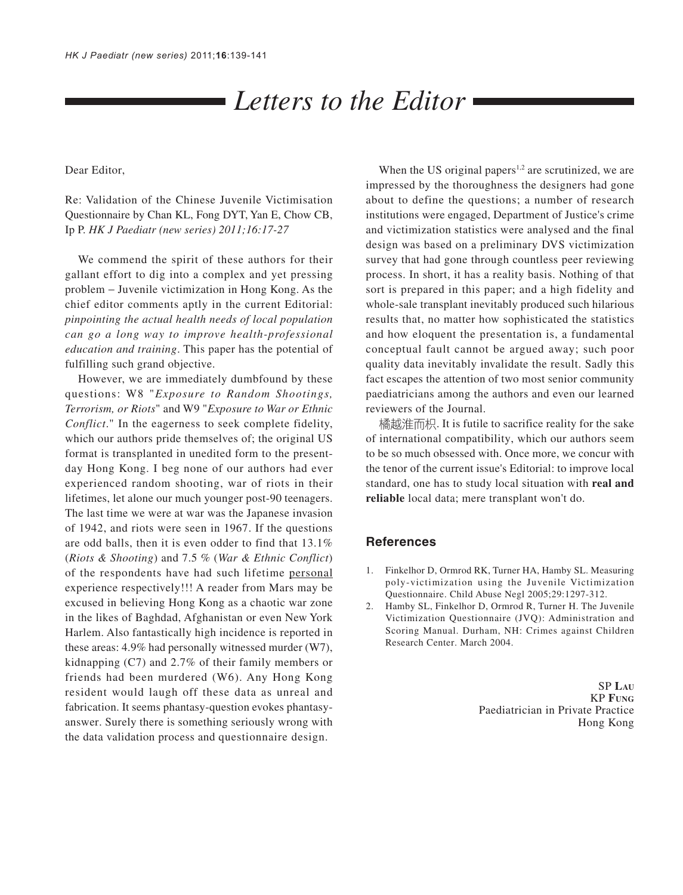# Letters to the Editor

Dear Editor,

Re: Validation of the Chinese Juvenile Victimisation Questionnaire by Chan KL, Fong DYT, Yan E, Chow CB, Ip P. *HK J Paediatr (new series) 2011;16:17-27*

We commend the spirit of these authors for their gallant effort to dig into a complex and yet pressing problem – Juvenile victimization in Hong Kong. As the chief editor comments aptly in the current Editorial: *pinpointing the actual health needs of local population can go a long way to improve health-professional education and training*. This paper has the potential of fulfilling such grand objective.

However, we are immediately dumbfound by these questions: W8 "*Exposure to Random Shootings, Terrorism, or Riots*" and W9 "*Exposure to War or Ethnic Conflict*." In the eagerness to seek complete fidelity, which our authors pride themselves of; the original US format is transplanted in unedited form to the present-day Hong Kong. I beg none of our authors had ever experienced random shooting, war of riots in their lifetimes, let alone our much younger post-90 teenagers. The last time we were at war was the Japanese invasion of 1942, and riots were seen in 1967. If the questions are odd balls, then it is even odder to find that 13.1% (*Riots & Shooting*) and 7.5 % (*War & Ethnic Conflict*) of the respondents have had such lifetime <u>personal</u> experience respectively!!! A reader from Mars may be excused in believing Hong Kong as a chaotic war zone in the likes of Baghdad, Afghanistan or even New York Harlem. Also fantastically high incidence is reported in these areas: 4.9% had personally witnessed murder (W7), kidnapping (C7) and 2.7% of their family members or friends had been murdered (W6). Any Hong Kong resident would laugh off these data as unreal and fabrication. It seems phantasy-question evokes phantasy-answer. Surely there is something seriously wrong with the data validation process and questionnaire design.

When the US original papers[1,2] are scrutinized, we are impressed by the thoroughness the designers had gone about to define the questions; a number of research institutions were engaged, Department of Justice's crime and victimization statistics were analysed and the final design was based on a preliminary DVS victimization survey that had gone through countless peer reviewing process. In short, it has a reality basis. Nothing of that sort is prepared in this paper; and a high fidelity and whole-sale transplant inevitably produced such hilarious results that, no matter how sophisticated the statistics and how eloquent the presentation is, a fundamental conceptual fault cannot be argued away; such poor quality data inevitably invalidate the result. Sadly this fact escapes the attention of two most senior community paediatricians among the authors and even our learned reviewers of the Journal.

橘越淮而枳. It is futile to sacrifice reality for the sake of international compatibility, which our authors seem to be so much obsessed with. Once more, we concur with the tenor of the current issue's Editorial: to improve local standard, one has to study local situation with **real and reliable** local data; mere transplant won't do.

## References

1. Finkelhor D, Ormrod RK, Turner HA, Hamby SL. Measuring poly-victimization using the Juvenile Victimization Questionnaire. Child Abuse Negl 2005;29:1297-312.
2. Hamby SL, Finkelhor D, Ormrod R, Turner H. The Juvenile Victimization Questionnaire (JVQ): Administration and Scoring Manual. Durham, NH: Crimes against Children Research Center. March 2004.

SP **Lau**
KP **Fung**
Paediatrician in Private Practice
Hong Kong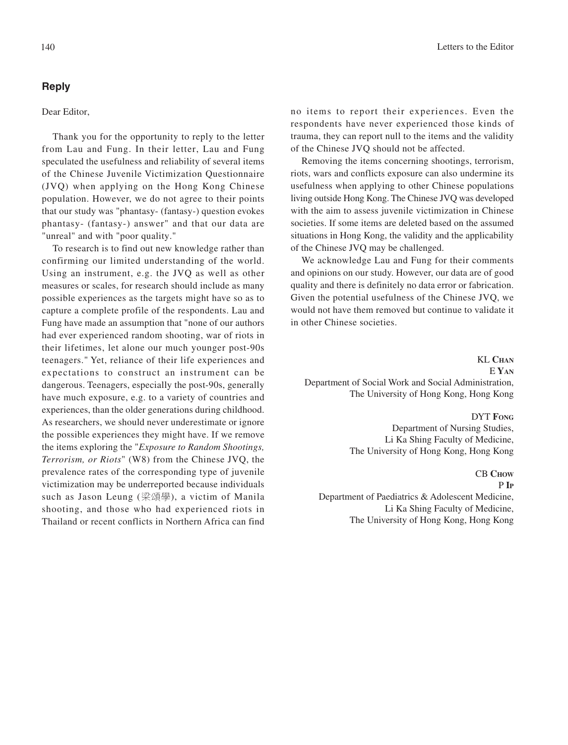## Reply

Dear Editor,

Thank you for the opportunity to reply to the letter from Lau and Fung. In their letter, Lau and Fung speculated the usefulness and reliability of several items of the Chinese Juvenile Victimization Questionnaire (JVQ) when applying on the Hong Kong Chinese population. However, we do not agree to their points that our study was "phantasy- (fantasy-) question evokes phantasy- (fantasy-) answer" and that our data are "unreal" and with "poor quality."

To research is to find out new knowledge rather than confirming our limited understanding of the world. Using an instrument, e.g. the JVQ as well as other measures or scales, for research should include as many possible experiences as the targets might have so as to capture a complete profile of the respondents. Lau and Fung have made an assumption that "none of our authors had ever experienced random shooting, war of riots in their lifetimes, let alone our much younger post-90s teenagers." Yet, reliance of their life experiences and expectations to construct an instrument can be dangerous. Teenagers, especially the post-90s, generally have much exposure, e.g. to a variety of countries and experiences, than the older generations during childhood. As researchers, we should never underestimate or ignore the possible experiences they might have. If we remove the items exploring the "*Exposure to Random Shootings, Terrorism, or Riots*" (W8) from the Chinese JVQ, the prevalence rates of the corresponding type of juvenile victimization may be underreported because individuals such as Jason Leung (梁頌學), a victim of Manila shooting, and those who had experienced riots in Thailand or recent conflicts in Northern Africa can find no items to report their experiences. Even the respondents have never experienced those kinds of trauma, they can report null to the items and the validity of the Chinese JVQ should not be affected.

Removing the items concerning shootings, terrorism, riots, wars and conflicts exposure can also undermine its usefulness when applying to other Chinese populations living outside Hong Kong. The Chinese JVQ was developed with the aim to assess juvenile victimization in Chinese societies. If some items are deleted based on the assumed situations in Hong Kong, the validity and the applicability of the Chinese JVQ may be challenged.

We acknowledge Lau and Fung for their comments and opinions on our study. However, our data are of good quality and there is definitely no data error or fabrication. Given the potential usefulness of the Chinese JVQ, we would not have them removed but continue to validate it in other Chinese societies.

KL **Chan**
E **Yan**
Department of Social Work and Social Administration,
The University of Hong Kong, Hong Kong

DYT **Fong**
Department of Nursing Studies,
Li Ka Shing Faculty of Medicine,
The University of Hong Kong, Hong Kong

CB **Chow**
P **Ip**
Department of Paediatrics & Adolescent Medicine,
Li Ka Shing Faculty of Medicine,
The University of Hong Kong, Hong Kong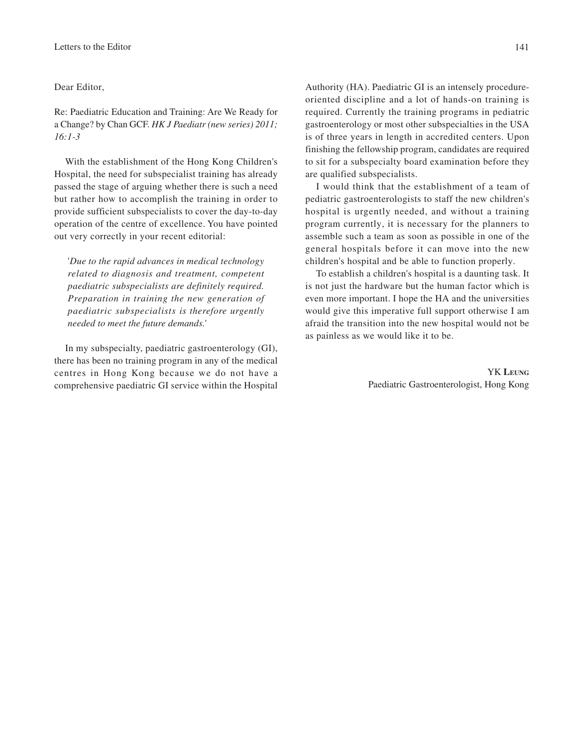Dear Editor,

Re: Paediatric Education and Training: Are We Ready for a Change? by Chan GCF. *HK J Paediatr (new series) 2011; 16:1-3*

With the establishment of the Hong Kong Children's Hospital, the need for subspecialist training has already passed the stage of arguing whether there is such a need but rather how to accomplish the training in order to provide sufficient subspecialists to cover the day-to-day operation of the centre of excellence. You have pointed out very correctly in your recent editorial:

> '*Due to the rapid advances in medical technology related to diagnosis and treatment, competent paediatric subspecialists are definitely required. Preparation in training the new generation of paediatric subspecialists is therefore urgently needed to meet the future demands.*'

In my subspecialty, paediatric gastroenterology (GI), there has been no training program in any of the medical centres in Hong Kong because we do not have a comprehensive paediatric GI service within the Hospital Authority (HA). Paediatric GI is an intensely procedure-oriented discipline and a lot of hands-on training is required. Currently the training programs in pediatric gastroenterology or most other subspecialties in the USA is of three years in length in accredited centers. Upon finishing the fellowship program, candidates are required to sit for a subspecialty board examination before they are qualified subspecialists.

I would think that the establishment of a team of pediatric gastroenterologists to staff the new children's hospital is urgently needed, and without a training program currently, it is necessary for the planners to assemble such a team as soon as possible in one of the general hospitals before it can move into the new children's hospital and be able to function properly.

To establish a children's hospital is a daunting task. It is not just the hardware but the human factor which is even more important. I hope the HA and the universities would give this imperative full support otherwise I am afraid the transition into the new hospital would not be as painless as we would like it to be.

YK **Leung**
Paediatric Gastroenterologist, Hong Kong